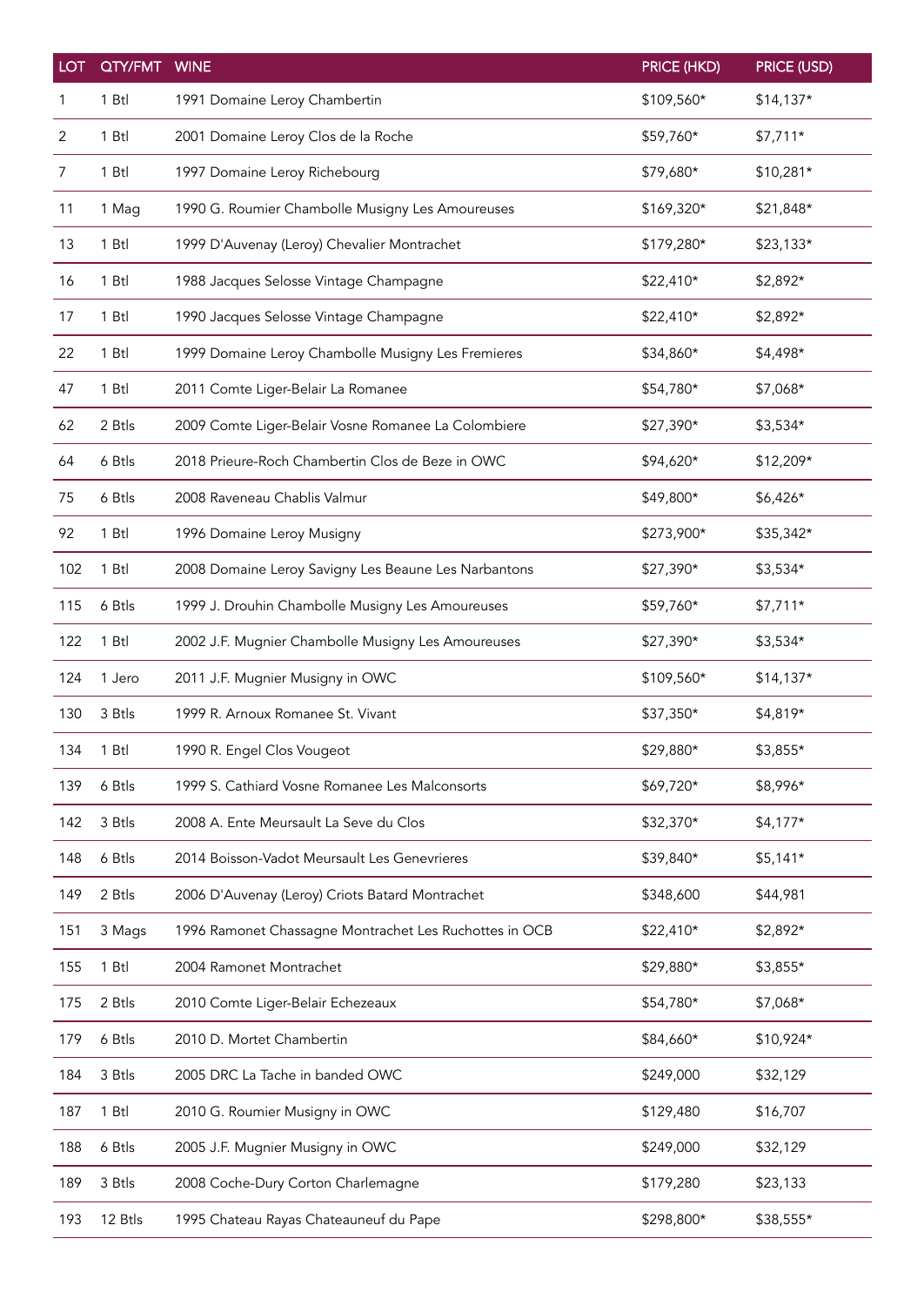| LOT | QTY/FMT | WINE | PRICE (HKD) | PRICE (USD) |
|---|---|---|---|---|
| 1 | 1 Btl | 1991 Domaine Leroy Chambertin | $109,560* | $14,137* |
| 2 | 1 Btl | 2001 Domaine Leroy Clos de la Roche | $59,760* | $7,711* |
| 7 | 1 Btl | 1997 Domaine Leroy Richebourg | $79,680* | $10,281* |
| 11 | 1 Mag | 1990 G. Roumier Chambolle Musigny Les Amoureuses | $169,320* | $21,848* |
| 13 | 1 Btl | 1999 D'Auvenay (Leroy) Chevalier Montrachet | $179,280* | $23,133* |
| 16 | 1 Btl | 1988 Jacques Selosse Vintage Champagne | $22,410* | $2,892* |
| 17 | 1 Btl | 1990 Jacques Selosse Vintage Champagne | $22,410* | $2,892* |
| 22 | 1 Btl | 1999 Domaine Leroy Chambolle Musigny Les Fremieres | $34,860* | $4,498* |
| 47 | 1 Btl | 2011 Comte Liger-Belair La Romanee | $54,780* | $7,068* |
| 62 | 2 Btls | 2009 Comte Liger-Belair Vosne Romanee La Colombiere | $27,390* | $3,534* |
| 64 | 6 Btls | 2018 Prieure-Roch Chambertin Clos de Beze in OWC | $94,620* | $12,209* |
| 75 | 6 Btls | 2008 Raveneau Chablis Valmur | $49,800* | $6,426* |
| 92 | 1 Btl | 1996 Domaine Leroy Musigny | $273,900* | $35,342* |
| 102 | 1 Btl | 2008 Domaine Leroy Savigny Les Beaune Les Narbantons | $27,390* | $3,534* |
| 115 | 6 Btls | 1999 J. Drouhin Chambolle Musigny Les Amoureuses | $59,760* | $7,711* |
| 122 | 1 Btl | 2002 J.F. Mugnier Chambolle Musigny Les Amoureuses | $27,390* | $3,534* |
| 124 | 1 Jero | 2011 J.F. Mugnier Musigny in OWC | $109,560* | $14,137* |
| 130 | 3 Btls | 1999 R. Arnoux Romanee St. Vivant | $37,350* | $4,819* |
| 134 | 1 Btl | 1990 R. Engel Clos Vougeot | $29,880* | $3,855* |
| 139 | 6 Btls | 1999 S. Cathiard Vosne Romanee Les Malconsorts | $69,720* | $8,996* |
| 142 | 3 Btls | 2008 A. Ente Meursault La Seve du Clos | $32,370* | $4,177* |
| 148 | 6 Btls | 2014 Boisson-Vadot Meursault Les Genevrieres | $39,840* | $5,141* |
| 149 | 2 Btls | 2006 D'Auvenay (Leroy) Criots Batard Montrachet | $348,600 | $44,981 |
| 151 | 3 Mags | 1996 Ramonet Chassagne Montrachet Les Ruchottes in OCB | $22,410* | $2,892* |
| 155 | 1 Btl | 2004 Ramonet Montrachet | $29,880* | $3,855* |
| 175 | 2 Btls | 2010 Comte Liger-Belair Echezeaux | $54,780* | $7,068* |
| 179 | 6 Btls | 2010 D. Mortet Chambertin | $84,660* | $10,924* |
| 184 | 3 Btls | 2005 DRC La Tache in banded OWC | $249,000 | $32,129 |
| 187 | 1 Btl | 2010 G. Roumier Musigny in OWC | $129,480 | $16,707 |
| 188 | 6 Btls | 2005 J.F. Mugnier Musigny in OWC | $249,000 | $32,129 |
| 189 | 3 Btls | 2008 Coche-Dury Corton Charlemagne | $179,280 | $23,133 |
| 193 | 12 Btls | 1995 Chateau Rayas Chateauneuf du Pape | $298,800* | $38,555* |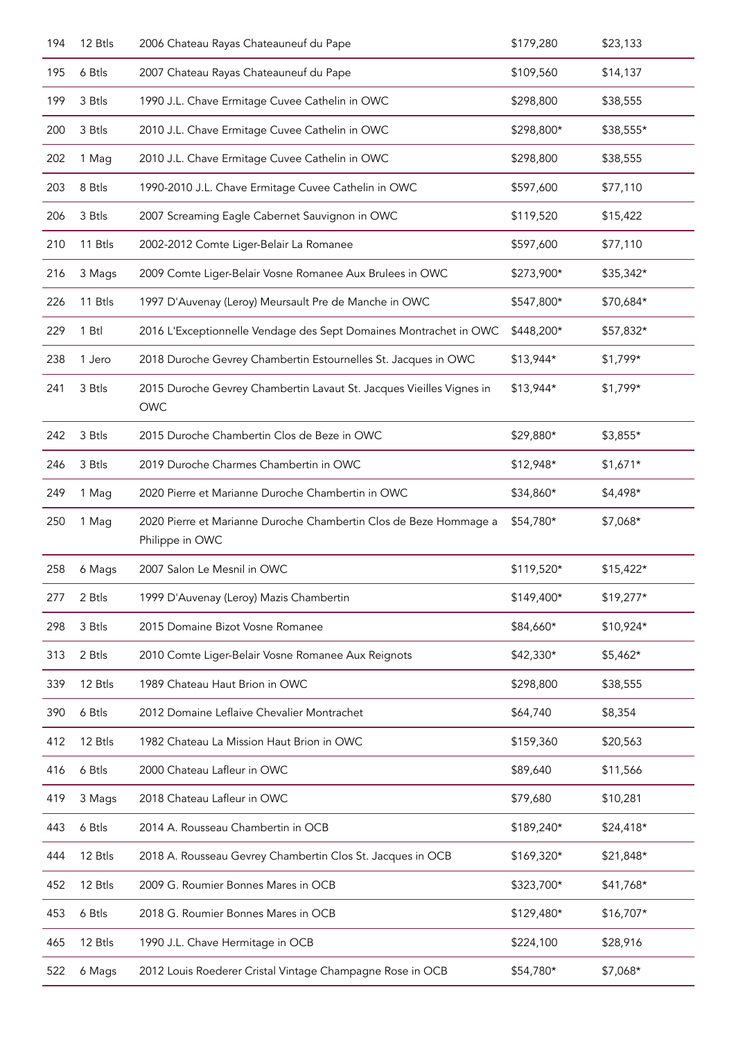| | | | | |
|---|---|---|---|---|
| 194 | 12 Btls | 2006 Chateau Rayas Chateauneuf du Pape | $179,280 | $23,133 |
| 195 | 6 Btls | 2007 Chateau Rayas Chateauneuf du Pape | $109,560 | $14,137 |
| 199 | 3 Btls | 1990 J.L. Chave Ermitage Cuvee Cathelin in OWC | $298,800 | $38,555 |
| 200 | 3 Btls | 2010 J.L. Chave Ermitage Cuvee Cathelin in OWC | $298,800* | $38,555* |
| 202 | 1 Mag | 2010 J.L. Chave Ermitage Cuvee Cathelin in OWC | $298,800 | $38,555 |
| 203 | 8 Btls | 1990-2010 J.L. Chave Ermitage Cuvee Cathelin in OWC | $597,600 | $77,110 |
| 206 | 3 Btls | 2007 Screaming Eagle Cabernet Sauvignon in OWC | $119,520 | $15,422 |
| 210 | 11 Btls | 2002-2012 Comte Liger-Belair La Romanee | $597,600 | $77,110 |
| 216 | 3 Mags | 2009 Comte Liger-Belair Vosne Romanee Aux Brulees in OWC | $273,900* | $35,342* |
| 226 | 11 Btls | 1997 D'Auvenay (Leroy) Meursault Pre de Manche in OWC | $547,800* | $70,684* |
| 229 | 1 Btl | 2016 L'Exceptionnelle Vendage des Sept Domaines Montrachet in OWC | $448,200* | $57,832* |
| 238 | 1 Jero | 2018 Duroche Gevrey Chambertin Estournelles St. Jacques in OWC | $13,944* | $1,799* |
| 241 | 3 Btls | 2015 Duroche Gevrey Chambertin Lavaut St. Jacques Vieilles Vignes in OWC | $13,944* | $1,799* |
| 242 | 3 Btls | 2015 Duroche Chambertin Clos de Beze in OWC | $29,880* | $3,855* |
| 246 | 3 Btls | 2019 Duroche Charmes Chambertin in OWC | $12,948* | $1,671* |
| 249 | 1 Mag | 2020 Pierre et Marianne Duroche Chambertin in OWC | $34,860* | $4,498* |
| 250 | 1 Mag | 2020 Pierre et Marianne Duroche Chambertin Clos de Beze Hommage a Philippe in OWC | $54,780* | $7,068* |
| 258 | 6 Mags | 2007 Salon Le Mesnil in OWC | $119,520* | $15,422* |
| 277 | 2 Btls | 1999 D'Auvenay (Leroy) Mazis Chambertin | $149,400* | $19,277* |
| 298 | 3 Btls | 2015 Domaine Bizot Vosne Romanee | $84,660* | $10,924* |
| 313 | 2 Btls | 2010 Comte Liger-Belair Vosne Romanee Aux Reignots | $42,330* | $5,462* |
| 339 | 12 Btls | 1989 Chateau Haut Brion in OWC | $298,800 | $38,555 |
| 390 | 6 Btls | 2012 Domaine Leflaive Chevalier Montrachet | $64,740 | $8,354 |
| 412 | 12 Btls | 1982 Chateau La Mission Haut Brion in OWC | $159,360 | $20,563 |
| 416 | 6 Btls | 2000 Chateau Lafleur in OWC | $89,640 | $11,566 |
| 419 | 3 Mags | 2018 Chateau Lafleur in OWC | $79,680 | $10,281 |
| 443 | 6 Btls | 2014 A. Rousseau Chambertin in OCB | $189,240* | $24,418* |
| 444 | 12 Btls | 2018 A. Rousseau Gevrey Chambertin Clos St. Jacques in OCB | $169,320* | $21,848* |
| 452 | 12 Btls | 2009 G. Roumier Bonnes Mares in OCB | $323,700* | $41,768* |
| 453 | 6 Btls | 2018 G. Roumier Bonnes Mares in OCB | $129,480* | $16,707* |
| 465 | 12 Btls | 1990 J.L. Chave Hermitage in OCB | $224,100 | $28,916 |
| 522 | 6 Mags | 2012 Louis Roederer Cristal Vintage Champagne Rose in OCB | $54,780* | $7,068* |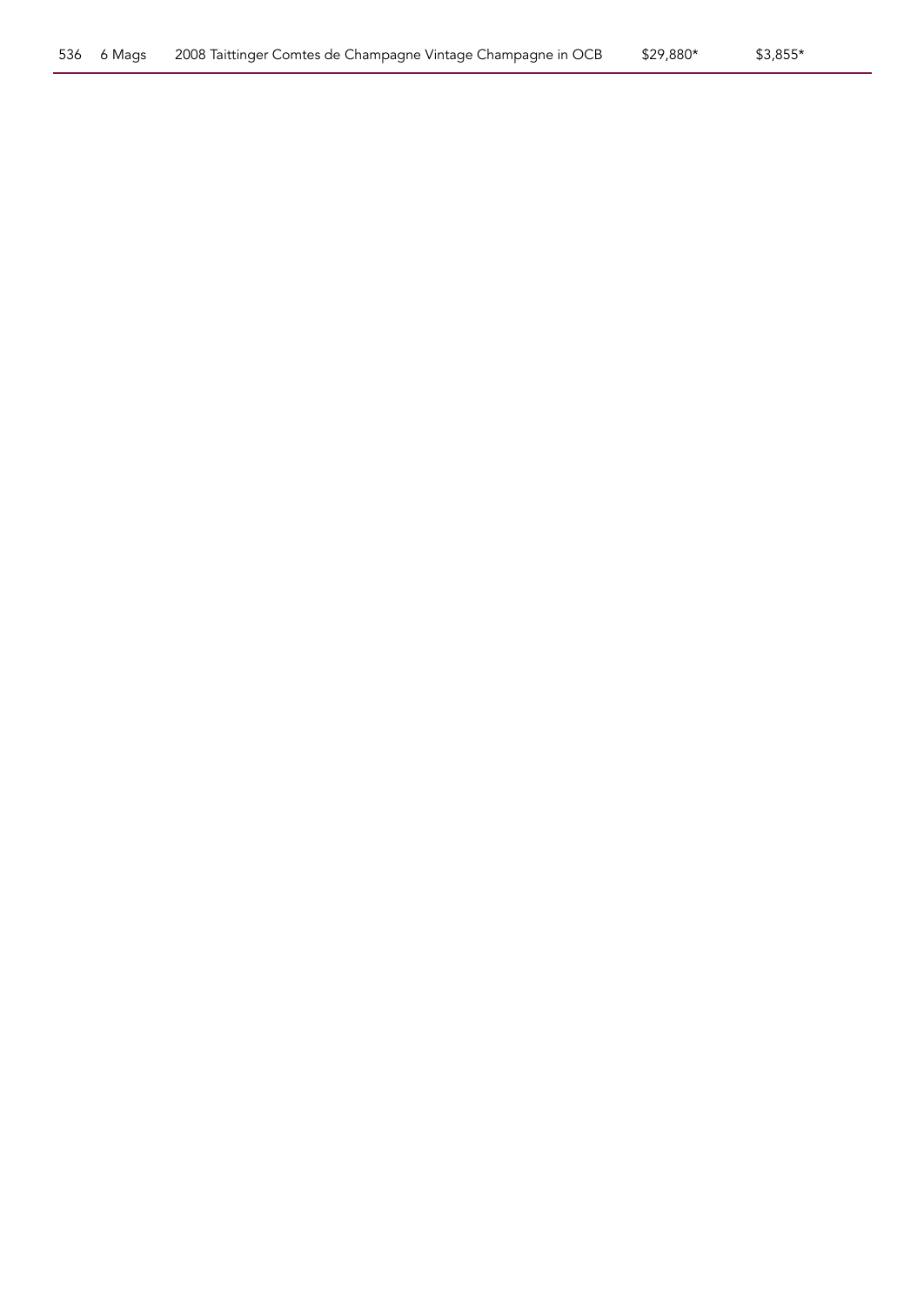| | | | | |
|---|---|---|---|---|
| 536 | 6 Mags | 2008 Taittinger Comtes de Champagne Vintage Champagne in OCB | $29,880* | $3,855* |